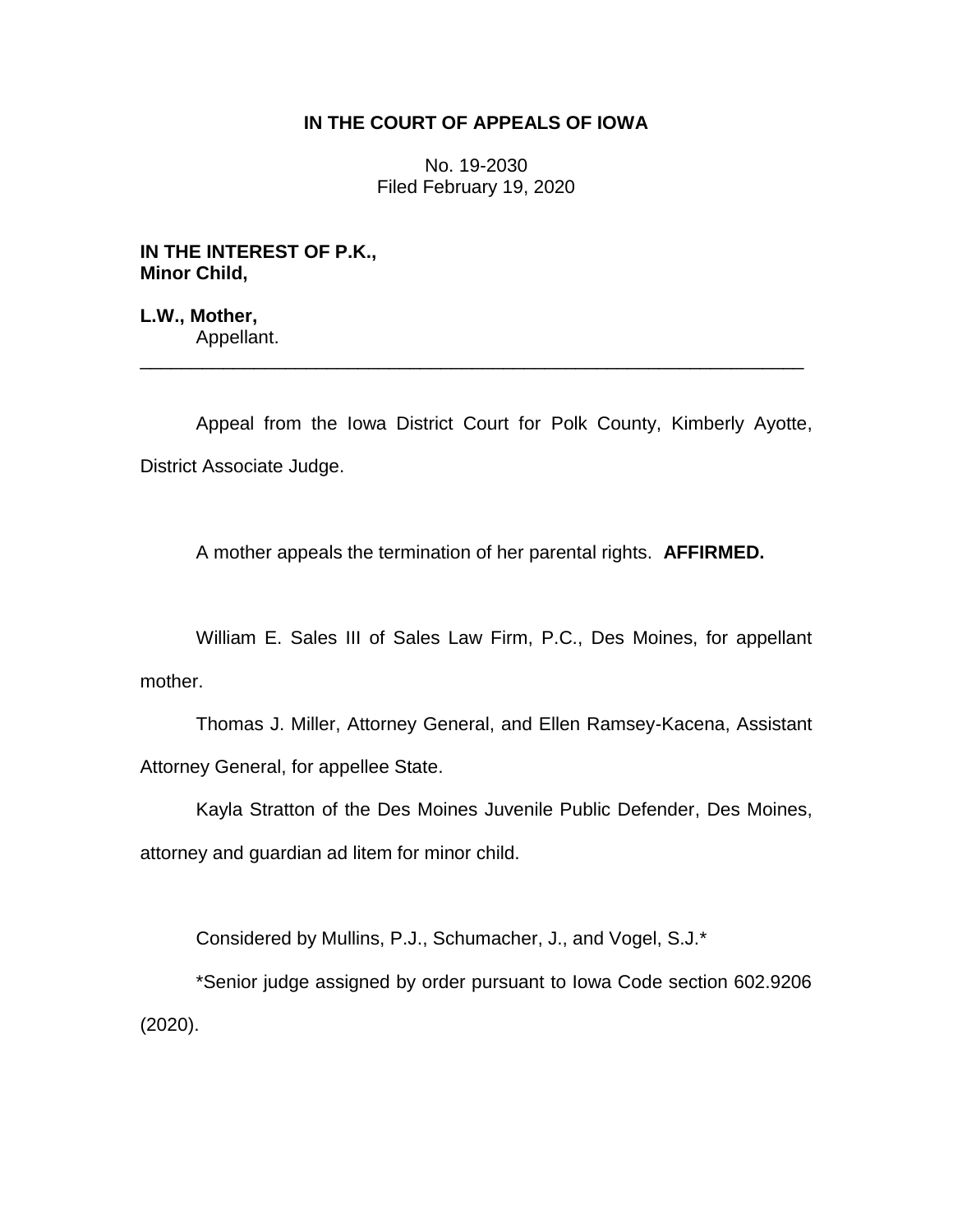**IN THE COURT OF APPEALS OF IOWA**

No. 19-2030
Filed February 19, 2020

**IN THE INTEREST OF P.K., Minor Child,**

**L.W., Mother,**
Appellant.

---

Appeal from the Iowa District Court for Polk County, Kimberly Ayotte, District Associate Judge.

A mother appeals the termination of her parental rights. **AFFIRMED.**

William E. Sales III of Sales Law Firm, P.C., Des Moines, for appellant mother.

Thomas J. Miller, Attorney General, and Ellen Ramsey-Kacena, Assistant Attorney General, for appellee State.

Kayla Stratton of the Des Moines Juvenile Public Defender, Des Moines, attorney and guardian ad litem for minor child.

Considered by Mullins, P.J., Schumacher, J., and Vogel, S.J.*

*Senior judge assigned by order pursuant to Iowa Code section 602.9206 (2020).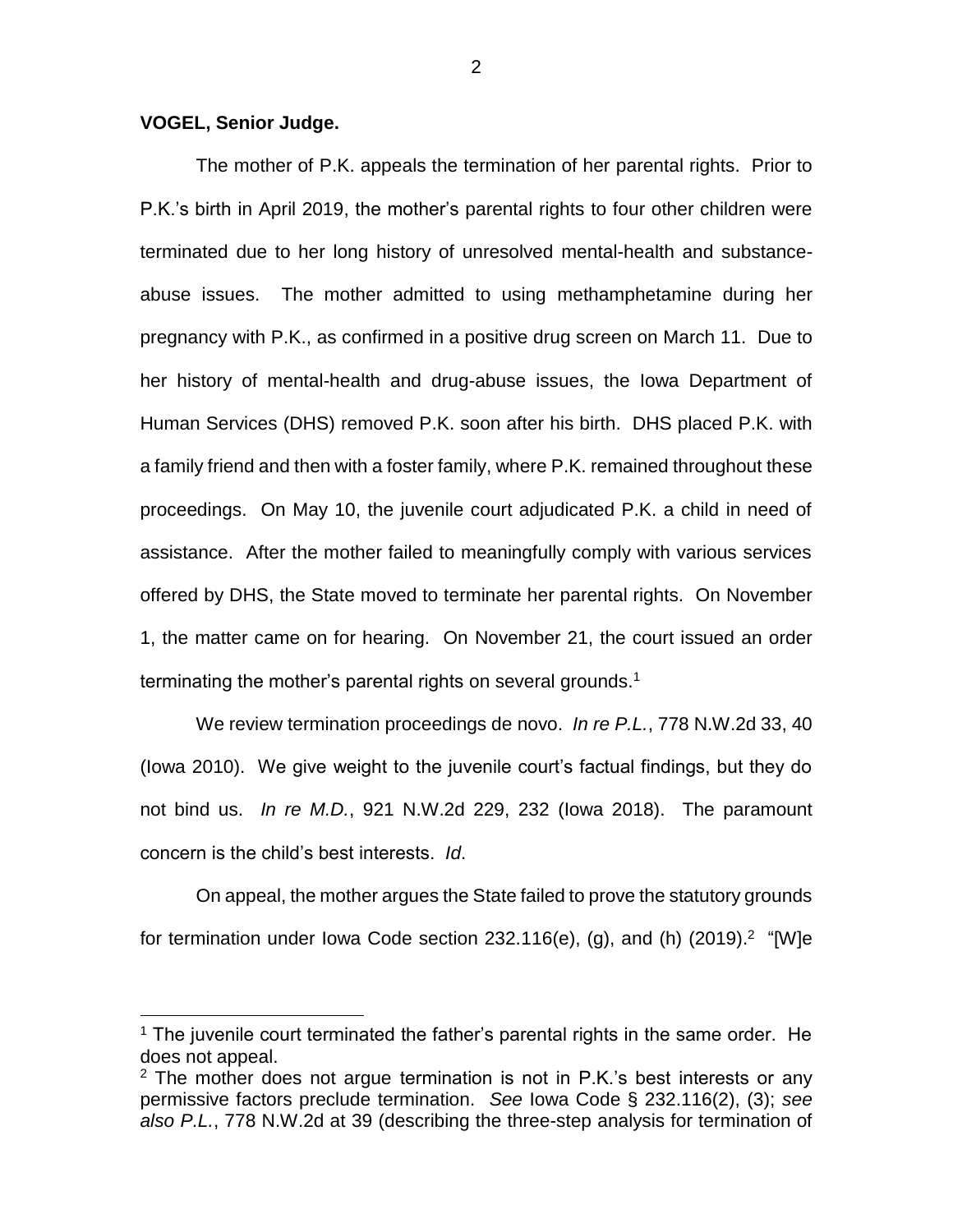**VOGEL, Senior Judge.**

The mother of P.K. appeals the termination of her parental rights. Prior to P.K.'s birth in April 2019, the mother's parental rights to four other children were terminated due to her long history of unresolved mental-health and substance-abuse issues. The mother admitted to using methamphetamine during her pregnancy with P.K., as confirmed in a positive drug screen on March 11. Due to her history of mental-health and drug-abuse issues, the Iowa Department of Human Services (DHS) removed P.K. soon after his birth. DHS placed P.K. with a family friend and then with a foster family, where P.K. remained throughout these proceedings. On May 10, the juvenile court adjudicated P.K. a child in need of assistance. After the mother failed to meaningfully comply with various services offered by DHS, the State moved to terminate her parental rights. On November 1, the matter came on for hearing. On November 21, the court issued an order terminating the mother's parental rights on several grounds.[1]

We review termination proceedings de novo. *In re P.L.*, 778 N.W.2d 33, 40 (Iowa 2010). We give weight to the juvenile court's factual findings, but they do not bind us. *In re M.D.*, 921 N.W.2d 229, 232 (Iowa 2018). The paramount concern is the child's best interests. *Id*.

On appeal, the mother argues the State failed to prove the statutory grounds for termination under Iowa Code section 232.116(e), (g), and (h) (2019).[2] "[W]e

[1] The juvenile court terminated the father's parental rights in the same order. He does not appeal.

[2] The mother does not argue termination is not in P.K.'s best interests or any permissive factors preclude termination. *See* Iowa Code § 232.116(2), (3); *see also P.L.*, 778 N.W.2d at 39 (describing the three-step analysis for termination of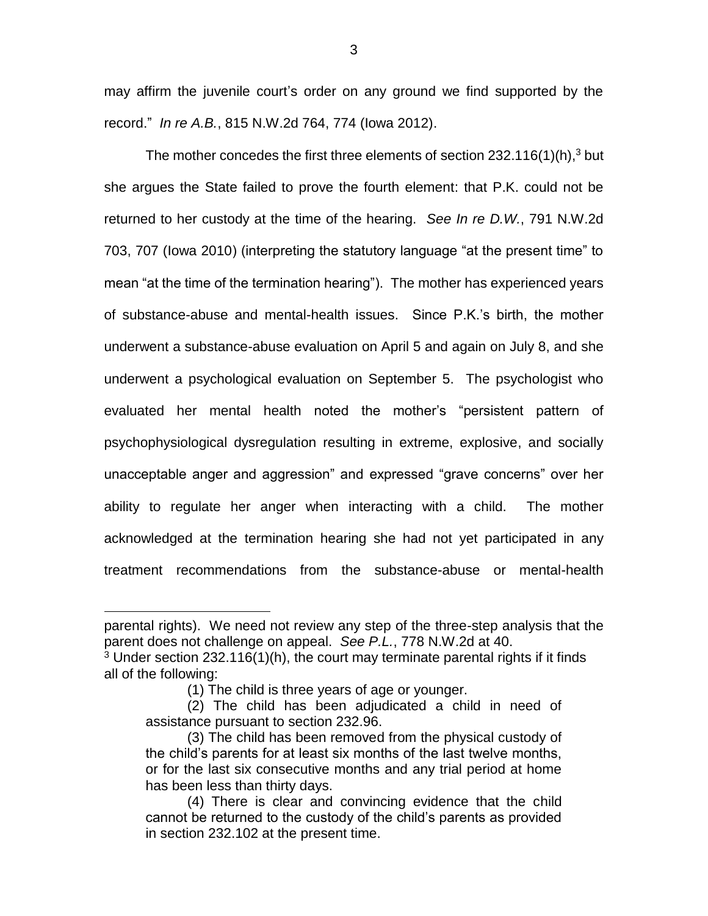may affirm the juvenile court's order on any ground we find supported by the record." *In re A.B.*, 815 N.W.2d 764, 774 (Iowa 2012).

The mother concedes the first three elements of section 232.116(1)(h),[3] but she argues the State failed to prove the fourth element: that P.K. could not be returned to her custody at the time of the hearing. *See In re D.W.*, 791 N.W.2d 703, 707 (Iowa 2010) (interpreting the statutory language "at the present time" to mean "at the time of the termination hearing"). The mother has experienced years of substance-abuse and mental-health issues. Since P.K.'s birth, the mother underwent a substance-abuse evaluation on April 5 and again on July 8, and she underwent a psychological evaluation on September 5. The psychologist who evaluated her mental health noted the mother's "persistent pattern of psychophysiological dysregulation resulting in extreme, explosive, and socially unacceptable anger and aggression" and expressed "grave concerns" over her ability to regulate her anger when interacting with a child. The mother acknowledged at the termination hearing she had not yet participated in any treatment recommendations from the substance-abuse or mental-health

---

parental rights). We need not review any step of the three-step analysis that the parent does not challenge on appeal. *See P.L.*, 778 N.W.2d at 40.

[3] Under section 232.116(1)(h), the court may terminate parental rights if it finds all of the following:

> (1) The child is three years of age or younger.
>
> (2) The child has been adjudicated a child in need of assistance pursuant to section 232.96.
>
> (3) The child has been removed from the physical custody of the child's parents for at least six months of the last twelve months, or for the last six consecutive months and any trial period at home has been less than thirty days.
>
> (4) There is clear and convincing evidence that the child cannot be returned to the custody of the child's parents as provided in section 232.102 at the present time.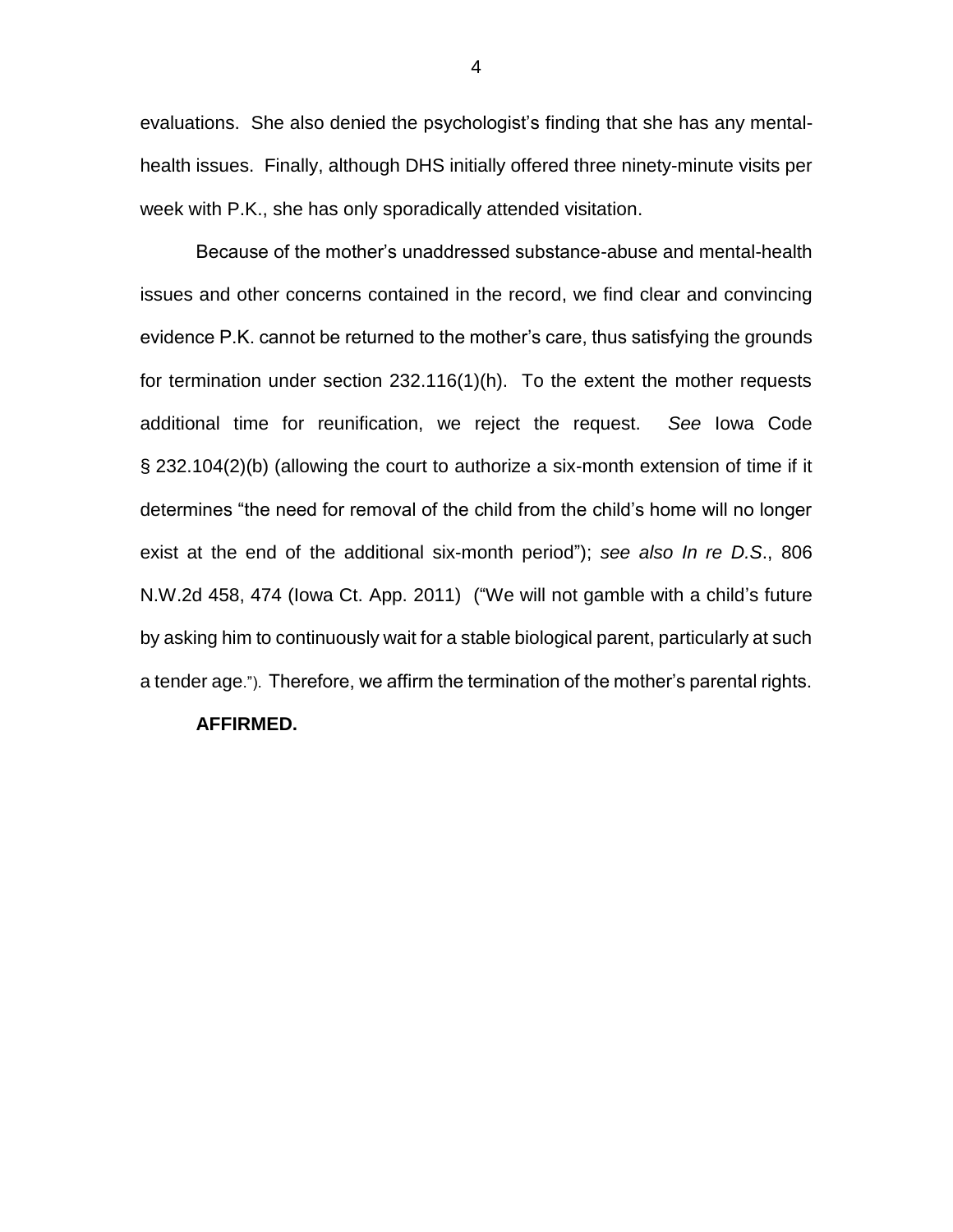evaluations. She also denied the psychologist's finding that she has any mental-health issues. Finally, although DHS initially offered three ninety-minute visits per week with P.K., she has only sporadically attended visitation.

Because of the mother's unaddressed substance-abuse and mental-health issues and other concerns contained in the record, we find clear and convincing evidence P.K. cannot be returned to the mother's care, thus satisfying the grounds for termination under section 232.116(1)(h). To the extent the mother requests additional time for reunification, we reject the request. *See* Iowa Code § 232.104(2)(b) (allowing the court to authorize a six-month extension of time if it determines "the need for removal of the child from the child's home will no longer exist at the end of the additional six-month period"); *see also In re D.S*., 806 N.W.2d 458, 474 (Iowa Ct. App. 2011) ("We will not gamble with a child's future by asking him to continuously wait for a stable biological parent, particularly at such a tender age."). Therefore, we affirm the termination of the mother's parental rights.

**AFFIRMED.**